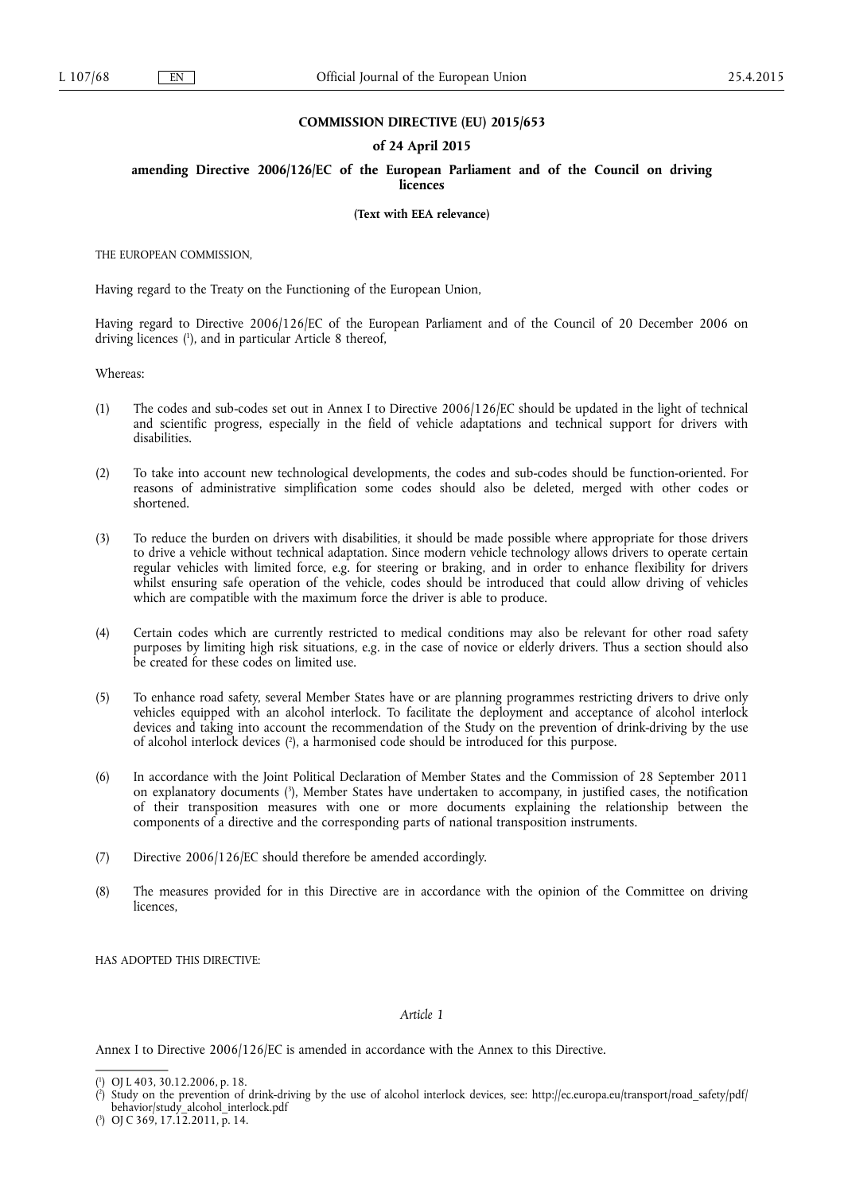**COMMISSION DIRECTIVE (EU) 2015/653**

**of 24 April 2015**

**amending Directive 2006/126/EC of the European Parliament and of the Council on driving licences**

**(Text with EEA relevance)**

THE EUROPEAN COMMISSION,

Having regard to the Treaty on the Functioning of the European Union,

Having regard to Directive 2006/126/EC of the European Parliament and of the Council of 20 December 2006 on driving licences [1], and in particular Article 8 thereof,

Whereas:

(1) The codes and sub-codes set out in Annex I to Directive 2006/126/EC should be updated in the light of technical and scientific progress, especially in the field of vehicle adaptations and technical support for drivers with disabilities.

(2) To take into account new technological developments, the codes and sub-codes should be function-oriented. For reasons of administrative simplification some codes should also be deleted, merged with other codes or shortened.

(3) To reduce the burden on drivers with disabilities, it should be made possible where appropriate for those drivers to drive a vehicle without technical adaptation. Since modern vehicle technology allows drivers to operate certain regular vehicles with limited force, e.g. for steering or braking, and in order to enhance flexibility for drivers whilst ensuring safe operation of the vehicle, codes should be introduced that could allow driving of vehicles which are compatible with the maximum force the driver is able to produce.

(4) Certain codes which are currently restricted to medical conditions may also be relevant for other road safety purposes by limiting high risk situations, e.g. in the case of novice or elderly drivers. Thus a section should also be created for these codes on limited use.

(5) To enhance road safety, several Member States have or are planning programmes restricting drivers to drive only vehicles equipped with an alcohol interlock. To facilitate the deployment and acceptance of alcohol interlock devices and taking into account the recommendation of the Study on the prevention of drink-driving by the use of alcohol interlock devices [2], a harmonised code should be introduced for this purpose.

(6) In accordance with the Joint Political Declaration of Member States and the Commission of 28 September 2011 on explanatory documents [3], Member States have undertaken to accompany, in justified cases, the notification of their transposition measures with one or more documents explaining the relationship between the components of a directive and the corresponding parts of national transposition instruments.

(7) Directive 2006/126/EC should therefore be amended accordingly.

(8) The measures provided for in this Directive are in accordance with the opinion of the Committee on driving licences,

HAS ADOPTED THIS DIRECTIVE:

*Article 1*

Annex I to Directive 2006/126/EC is amended in accordance with the Annex to this Directive.

---

[1] OJ L 403, 30.12.2006, p. 18.

[2] Study on the prevention of drink-driving by the use of alcohol interlock devices, see: http://ec.europa.eu/transport/road_safety/pdf/behavior/study_alcohol_interlock.pdf

[3] OJ C 369, 17.12.2011, p. 14.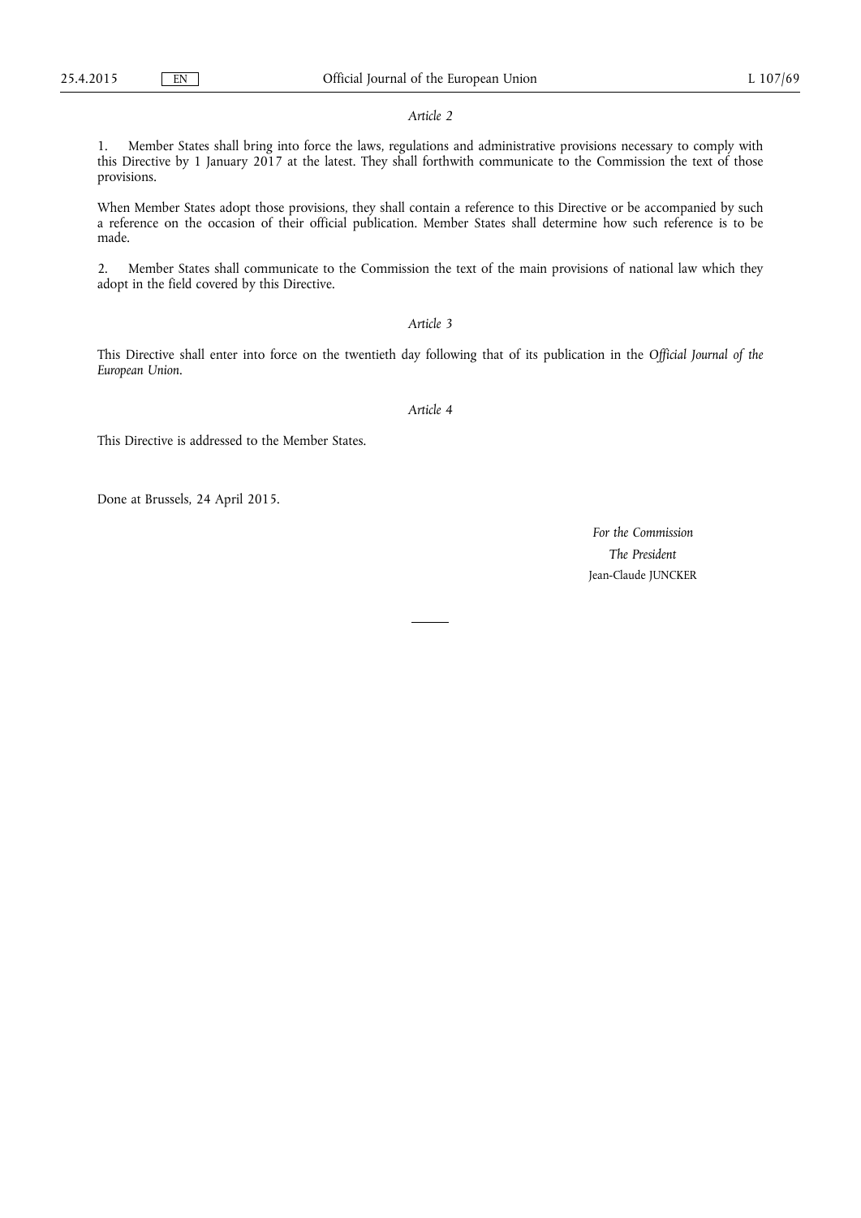*Article 2*

1. Member States shall bring into force the laws, regulations and administrative provisions necessary to comply with this Directive by 1 January 2017 at the latest. They shall forthwith communicate to the Commission the text of those provisions.

When Member States adopt those provisions, they shall contain a reference to this Directive or be accompanied by such a reference on the occasion of their official publication. Member States shall determine how such reference is to be made.

2. Member States shall communicate to the Commission the text of the main provisions of national law which they adopt in the field covered by this Directive.

*Article 3*

This Directive shall enter into force on the twentieth day following that of its publication in the *Official Journal of the European Union*.

*Article 4*

This Directive is addressed to the Member States.

Done at Brussels, 24 April 2015.

*For the Commission*

*The President*

Jean-Claude JUNCKER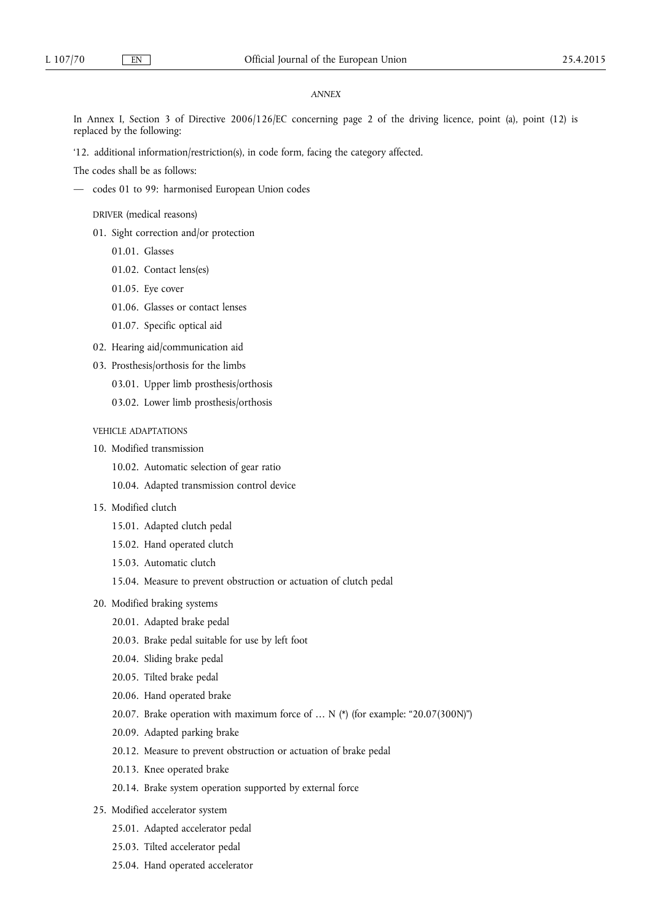*ANNEX*

In Annex I, Section 3 of Directive 2006/126/EC concerning page 2 of the driving licence, point (a), point (12) is replaced by the following:

'12. additional information/restriction(s), in code form, facing the category affected.

The codes shall be as follows:

— codes 01 to 99: harmonised European Union codes

DRIVER (medical reasons)

- 01. Sight correction and/or protection
  - 01.01. Glasses
  - 01.02. Contact lens(es)
  - 01.05. Eye cover
  - 01.06. Glasses or contact lenses
  - 01.07. Specific optical aid
- 02. Hearing aid/communication aid
- 03. Prosthesis/orthosis for the limbs
  - 03.01. Upper limb prosthesis/orthosis
  - 03.02. Lower limb prosthesis/orthosis

VEHICLE ADAPTATIONS

- 10. Modified transmission
  - 10.02. Automatic selection of gear ratio
  - 10.04. Adapted transmission control device
- 15. Modified clutch
  - 15.01. Adapted clutch pedal
  - 15.02. Hand operated clutch
  - 15.03. Automatic clutch
  - 15.04. Measure to prevent obstruction or actuation of clutch pedal
- 20. Modified braking systems
  - 20.01. Adapted brake pedal
  - 20.03. Brake pedal suitable for use by left foot
  - 20.04. Sliding brake pedal
  - 20.05. Tilted brake pedal
  - 20.06. Hand operated brake
  - 20.07. Brake operation with maximum force of … N (*) (for example: "20.07(300N)")
  - 20.09. Adapted parking brake
  - 20.12. Measure to prevent obstruction or actuation of brake pedal
  - 20.13. Knee operated brake
  - 20.14. Brake system operation supported by external force
- 25. Modified accelerator system
  - 25.01. Adapted accelerator pedal
  - 25.03. Tilted accelerator pedal
  - 25.04. Hand operated accelerator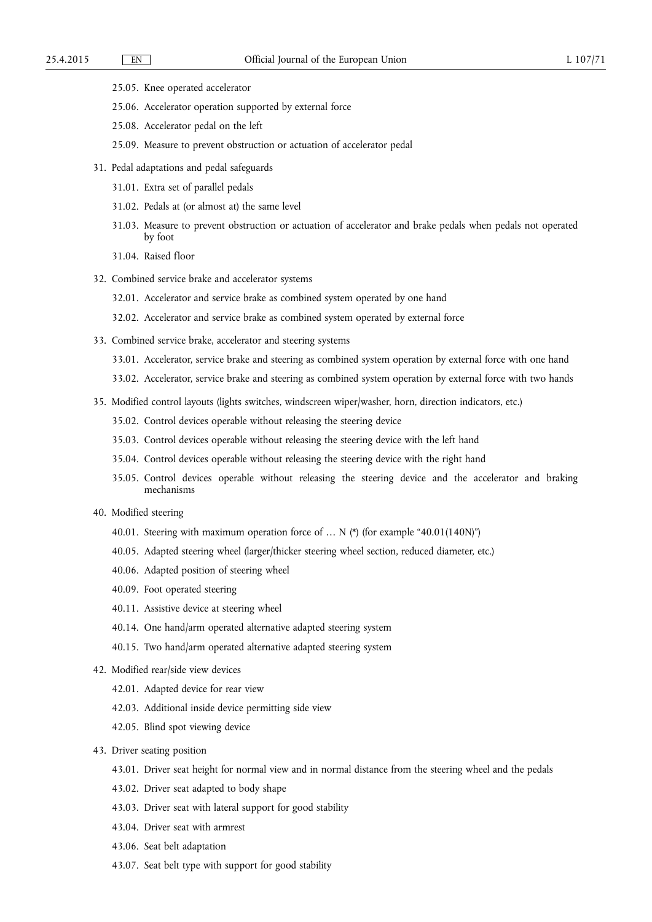- 25.05. Knee operated accelerator
- 25.06. Accelerator operation supported by external force
- 25.08. Accelerator pedal on the left
- 25.09. Measure to prevent obstruction or actuation of accelerator pedal

31. Pedal adaptations and pedal safeguards
    - 31.01. Extra set of parallel pedals
    - 31.02. Pedals at (or almost at) the same level
    - 31.03. Measure to prevent obstruction or actuation of accelerator and brake pedals when pedals not operated by foot
    - 31.04. Raised floor

32. Combined service brake and accelerator systems
    - 32.01. Accelerator and service brake as combined system operated by one hand
    - 32.02. Accelerator and service brake as combined system operated by external force

33. Combined service brake, accelerator and steering systems
    - 33.01. Accelerator, service brake and steering as combined system operation by external force with one hand
    - 33.02. Accelerator, service brake and steering as combined system operation by external force with two hands

35. Modified control layouts (lights switches, windscreen wiper/washer, horn, direction indicators, etc.)
    - 35.02. Control devices operable without releasing the steering device
    - 35.03. Control devices operable without releasing the steering device with the left hand
    - 35.04. Control devices operable without releasing the steering device with the right hand
    - 35.05. Control devices operable without releasing the steering device and the accelerator and braking mechanisms

40. Modified steering
    - 40.01. Steering with maximum operation force of … N (*) (for example "40.01(140N)")
    - 40.05. Adapted steering wheel (larger/thicker steering wheel section, reduced diameter, etc.)
    - 40.06. Adapted position of steering wheel
    - 40.09. Foot operated steering
    - 40.11. Assistive device at steering wheel
    - 40.14. One hand/arm operated alternative adapted steering system
    - 40.15. Two hand/arm operated alternative adapted steering system

42. Modified rear/side view devices
    - 42.01. Adapted device for rear view
    - 42.03. Additional inside device permitting side view
    - 42.05. Blind spot viewing device

43. Driver seating position
    - 43.01. Driver seat height for normal view and in normal distance from the steering wheel and the pedals
    - 43.02. Driver seat adapted to body shape
    - 43.03. Driver seat with lateral support for good stability
    - 43.04. Driver seat with armrest
    - 43.06. Seat belt adaptation
    - 43.07. Seat belt type with support for good stability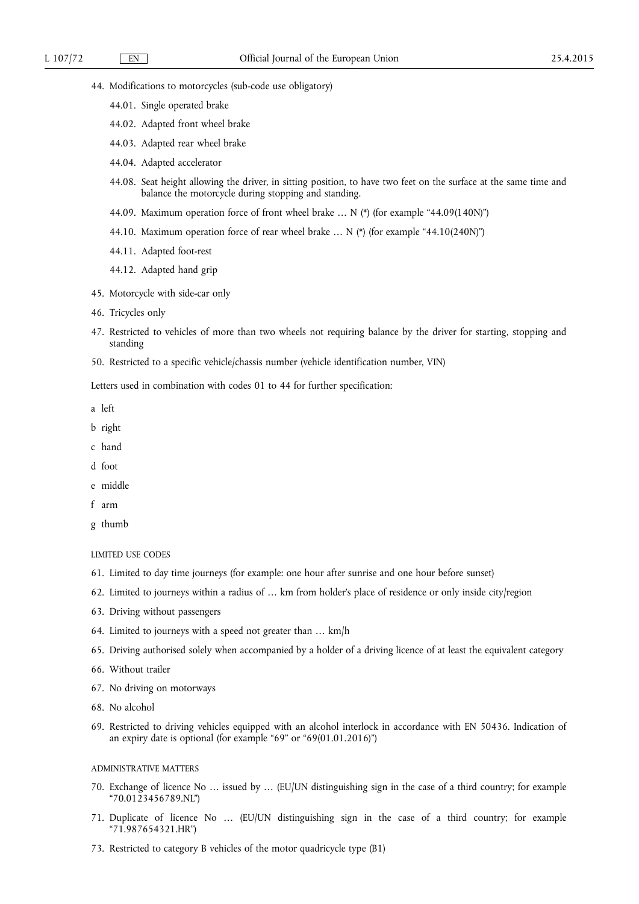44. Modifications to motorcycles (sub-code use obligatory)

    44.01. Single operated brake

    44.02. Adapted front wheel brake

    44.03. Adapted rear wheel brake

    44.04. Adapted accelerator

    44.08. Seat height allowing the driver, in sitting position, to have two feet on the surface at the same time and balance the motorcycle during stopping and standing.

    44.09. Maximum operation force of front wheel brake … N (*) (for example "44.09(140N)")

    44.10. Maximum operation force of rear wheel brake … N (*) (for example "44.10(240N)")

    44.11. Adapted foot-rest

    44.12. Adapted hand grip

45. Motorcycle with side-car only

46. Tricycles only

47. Restricted to vehicles of more than two wheels not requiring balance by the driver for starting, stopping and standing

50. Restricted to a specific vehicle/chassis number (vehicle identification number, VIN)

Letters used in combination with codes 01 to 44 for further specification:

a left

b right

c hand

d foot

e middle

f arm

g thumb

LIMITED USE CODES

61. Limited to day time journeys (for example: one hour after sunrise and one hour before sunset)

62. Limited to journeys within a radius of … km from holder's place of residence or only inside city/region

63. Driving without passengers

64. Limited to journeys with a speed not greater than … km/h

65. Driving authorised solely when accompanied by a holder of a driving licence of at least the equivalent category

66. Without trailer

67. No driving on motorways

68. No alcohol

69. Restricted to driving vehicles equipped with an alcohol interlock in accordance with EN 50436. Indication of an expiry date is optional (for example "69" or "69(01.01.2016)")

ADMINISTRATIVE MATTERS

70. Exchange of licence No … issued by … (EU/UN distinguishing sign in the case of a third country; for example "70.0123456789.NL")

71. Duplicate of licence No … (EU/UN distinguishing sign in the case of a third country; for example "71.987654321.HR")

73. Restricted to category B vehicles of the motor quadricycle type (B1)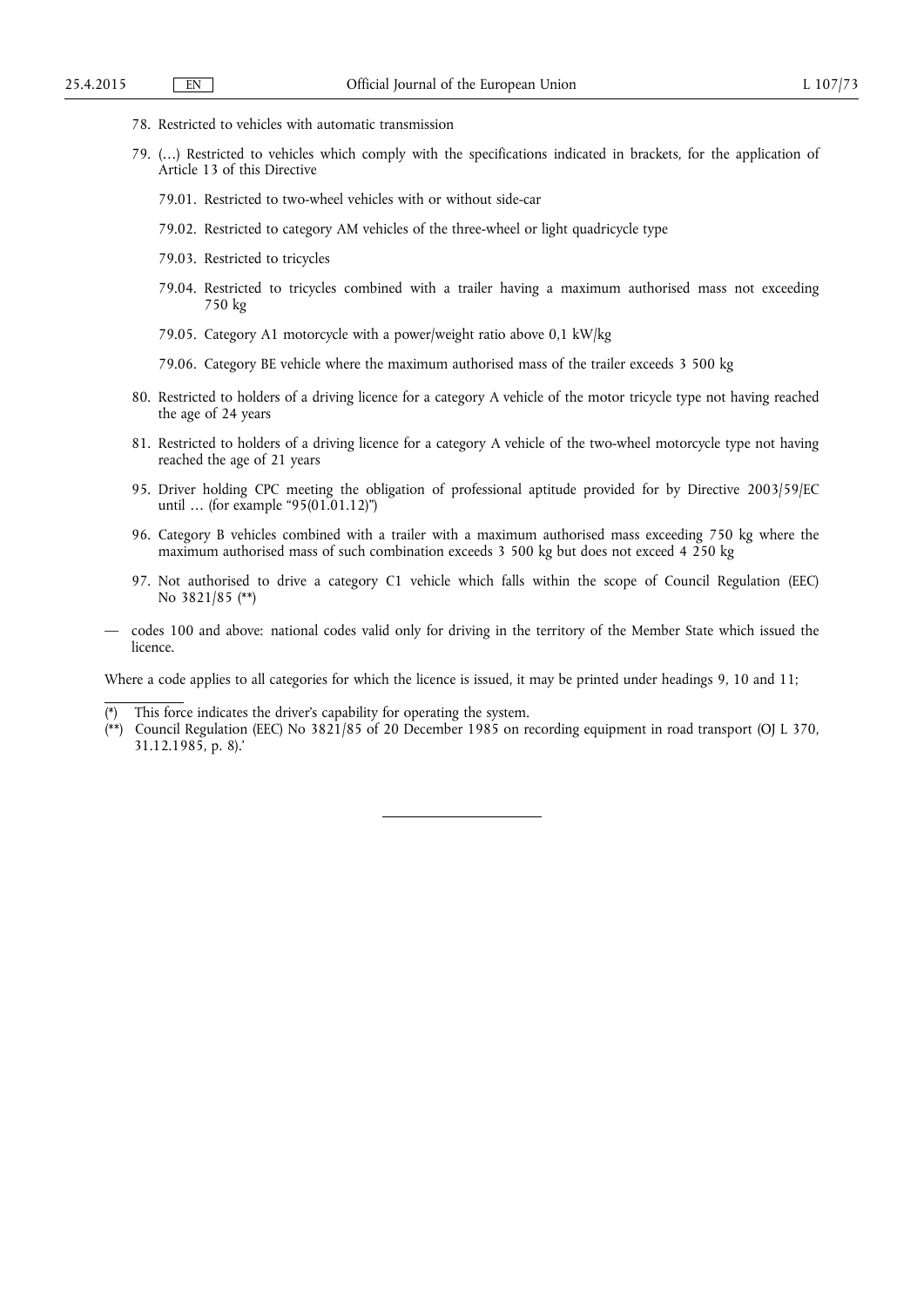78. Restricted to vehicles with automatic transmission

79. (…) Restricted to vehicles which comply with the specifications indicated in brackets, for the application of Article 13 of this Directive

    79.01. Restricted to two-wheel vehicles with or without side-car

    79.02. Restricted to category AM vehicles of the three-wheel or light quadricycle type

    79.03. Restricted to tricycles

    79.04. Restricted to tricycles combined with a trailer having a maximum authorised mass not exceeding 750 kg

    79.05. Category A1 motorcycle with a power/weight ratio above 0,1 kW/kg

    79.06. Category BE vehicle where the maximum authorised mass of the trailer exceeds 3 500 kg

80. Restricted to holders of a driving licence for a category A vehicle of the motor tricycle type not having reached the age of 24 years

81. Restricted to holders of a driving licence for a category A vehicle of the two-wheel motorcycle type not having reached the age of 21 years

95. Driver holding CPC meeting the obligation of professional aptitude provided for by Directive 2003/59/EC until … (for example "95(01.01.12)")

96. Category B vehicles combined with a trailer with a maximum authorised mass exceeding 750 kg where the maximum authorised mass of such combination exceeds 3 500 kg but does not exceed 4 250 kg

97. Not authorised to drive a category C1 vehicle which falls within the scope of Council Regulation (EEC) No 3821/85 (**)

— codes 100 and above: national codes valid only for driving in the territory of the Member State which issued the licence.

Where a code applies to all categories for which the licence is issued, it may be printed under headings 9, 10 and 11;

(*) This force indicates the driver's capability for operating the system.

(**) Council Regulation (EEC) No 3821/85 of 20 December 1985 on recording equipment in road transport (OJ L 370, 31.12.1985, p. 8).'